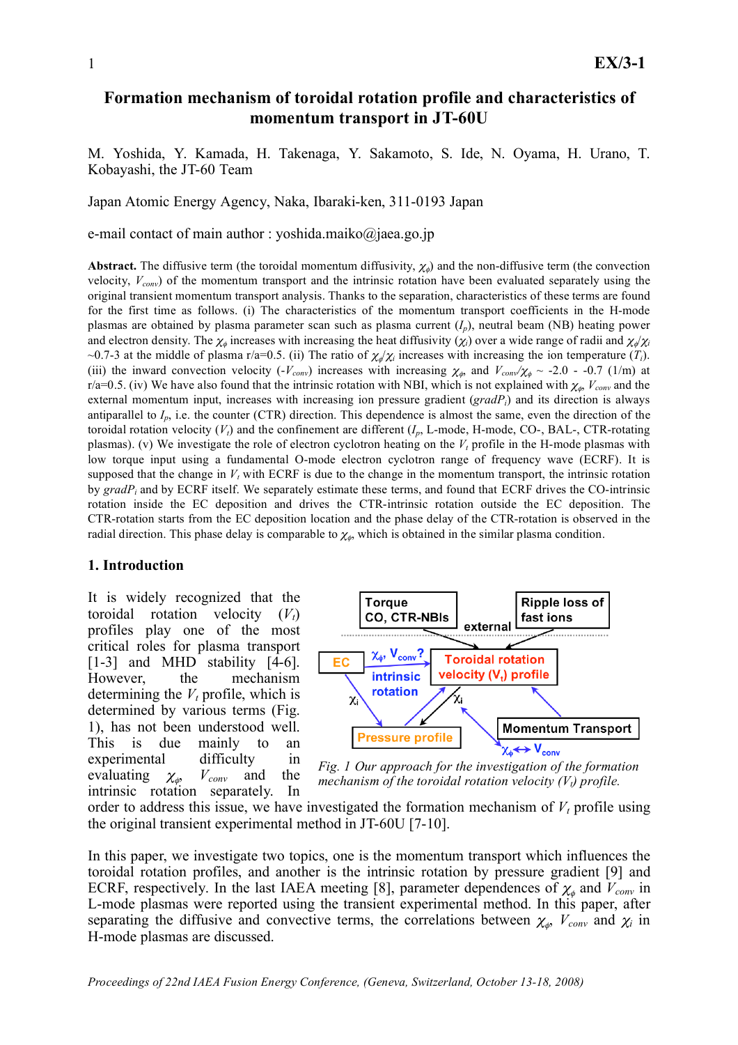# Formation mechanism of toroidal rotation profile and characteristics of momentum transport in JT-60U

M. Yoshida, Y. Kamada, H. Takenaga, Y. Sakamoto, S. Ide, N. Oyama, H. Urano, T. Kobayashi, the JT-60 Team

Japan Atomic Energy Agency, Naka, Ibaraki-ken, 311-0193 Japan

e-mail contact of main author : yoshida.maiko@jaea.go.jp

**Abstract.** The diffusive term (the toroidal momentum diffusivity, $\chi_\phi$) and the non-diffusive term (the convection velocity, $V_{conv}$) of the momentum transport and the intrinsic rotation have been evaluated separately using the original transient momentum transport analysis. Thanks to the separation, characteristics of these terms are found for the first time as follows. (i) The characteristics of the momentum transport coefficients in the H-mode plasmas are obtained by plasma parameter scan such as plasma current ($I_p$), neutral beam (NB) heating power and electron density. The $\chi_\phi$ increases with increasing the heat diffusivity ($\chi_i$) over a wide range of radii and $\chi_\phi/\chi_i$ ~0.7-3 at the middle of plasma r/a=0.5. (ii) The ratio of $\chi_\phi/\chi_i$ increases with increasing the ion temperature ($T_i$). (iii) the inward convection velocity ($-V_{conv}$) increases with increasing $\chi_\phi$, and $V_{conv}/\chi_\phi$ ~ -2.0 - -0.7 (1/m) at r/a=0.5. (iv) We have also found that the intrinsic rotation with NBI, which is not explained with $\chi_\phi$, $V_{conv}$ and the external momentum input, increases with increasing ion pressure gradient ($gradP_i$) and its direction is always antiparallel to $I_p$, i.e. the counter (CTR) direction. This dependence is almost the same, even the direction of the toroidal rotation velocity ($V_t$) and the confinement are different ($I_p$, L-mode, H-mode, CO-, BAL-, CTR-rotating plasmas). (v) We investigate the role of electron cyclotron heating on the $V_t$ profile in the H-mode plasmas with low torque input using a fundamental O-mode electron cyclotron range of frequency wave (ECRF). It is supposed that the change in $V_t$ with ECRF is due to the change in the momentum transport, the intrinsic rotation by $gradP_i$ and by ECRF itself. We separately estimate these terms, and found that ECRF drives the CO-intrinsic rotation inside the EC deposition and drives the CTR-intrinsic rotation outside the EC deposition. The CTR-rotation starts from the EC deposition location and the phase delay of the CTR-rotation is observed in the radial direction. This phase delay is comparable to $\chi_\phi$, which is obtained in the similar plasma condition.

## 1. Introduction

It is widely recognized that the toroidal rotation velocity ($V_t$) profiles play one of the most critical roles for plasma transport [1-3] and MHD stability [4-6]. However, the mechanism determining the $V_t$ profile, which is determined by various terms (Fig. 1), has not been understood well. This is due mainly to an experimental difficulty in evaluating $\chi_\phi$, $V_{conv}$ and the intrinsic rotation separately. In order to address this issue, we have investigated the formation mechanism of $V_t$ profile using the original transient experimental method in JT-60U [7-10].

*Fig. 1 Our approach for the investigation of the formation mechanism of the toroidal rotation velocity ($V_t$) profile.*

In this paper, we investigate two topics, one is the momentum transport which influences the toroidal rotation profiles, and another is the intrinsic rotation by pressure gradient [9] and ECRF, respectively. In the last IAEA meeting [8], parameter dependences of $\chi_\phi$ and $V_{conv}$ in L-mode plasmas were reported using the transient experimental method. In this paper, after separating the diffusive and convective terms, the correlations between $\chi_\phi$, $V_{conv}$ and $\chi_i$ in H-mode plasmas are discussed.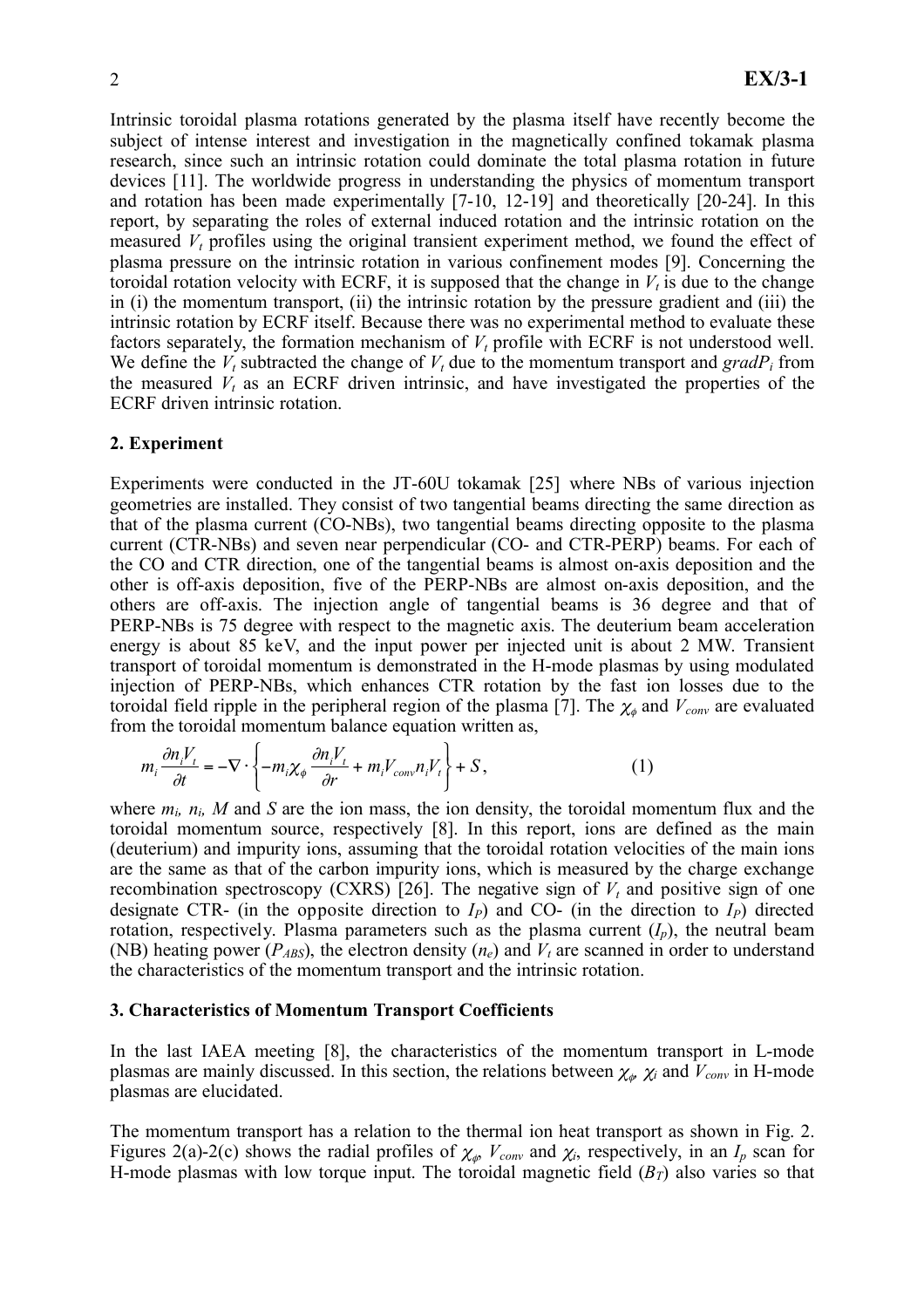Intrinsic toroidal plasma rotations generated by the plasma itself have recently become the subject of intense interest and investigation in the magnetically confined tokamak plasma research, since such an intrinsic rotation could dominate the total plasma rotation in future devices [11]. The worldwide progress in understanding the physics of momentum transport and rotation has been made experimentally [7-10, 12-19] and theoretically [20-24]. In this report, by separating the roles of external induced rotation and the intrinsic rotation on the measured $V_t$ profiles using the original transient experiment method, we found the effect of plasma pressure on the intrinsic rotation in various confinement modes [9]. Concerning the toroidal rotation velocity with ECRF, it is supposed that the change in $V_t$ is due to the change in (i) the momentum transport, (ii) the intrinsic rotation by the pressure gradient and (iii) the intrinsic rotation by ECRF itself. Because there was no experimental method to evaluate these factors separately, the formation mechanism of $V_t$ profile with ECRF is not understood well. We define the $V_t$ subtracted the change of $V_t$ due to the momentum transport and $gradP_i$ from the measured $V_t$ as an ECRF driven intrinsic, and have investigated the properties of the ECRF driven intrinsic rotation.

## 2. Experiment

Experiments were conducted in the JT-60U tokamak [25] where NBs of various injection geometries are installed. They consist of two tangential beams directing the same direction as that of the plasma current (CO-NBs), two tangential beams directing opposite to the plasma current (CTR-NBs) and seven near perpendicular (CO- and CTR-PERP) beams. For each of the CO and CTR direction, one of the tangential beams is almost on-axis deposition and the other is off-axis deposition, five of the PERP-NBs are almost on-axis deposition, and the others are off-axis. The injection angle of tangential beams is 36 degree and that of PERP-NBs is 75 degree with respect to the magnetic axis. The deuterium beam acceleration energy is about 85 keV, and the input power per injected unit is about 2 MW. Transient transport of toroidal momentum is demonstrated in the H-mode plasmas by using modulated injection of PERP-NBs, which enhances CTR rotation by the fast ion losses due to the toroidal field ripple in the peripheral region of the plasma [7]. The $\chi_\phi$ and $V_{conv}$ are evaluated from the toroidal momentum balance equation written as,

$$m_i \frac{\partial n_i V_t}{\partial t} = -\nabla \cdot \left\{ -m_i \chi_\phi \frac{\partial n_i V_t}{\partial r} + m_i V_{conv} n_i V_t \right\} + S, \qquad (1)$$

where $m_i$, $n_i$, $M$ and $S$ are the ion mass, the ion density, the toroidal momentum flux and the toroidal momentum source, respectively [8]. In this report, ions are defined as the main (deuterium) and impurity ions, assuming that the toroidal rotation velocities of the main ions are the same as that of the carbon impurity ions, which is measured by the charge exchange recombination spectroscopy (CXRS) [26]. The negative sign of $V_t$ and positive sign of one designate CTR- (in the opposite direction to $I_P$) and CO- (in the direction to $I_P$) directed rotation, respectively. Plasma parameters such as the plasma current ($I_p$), the neutral beam (NB) heating power ($P_{ABS}$), the electron density ($n_e$) and $V_t$ are scanned in order to understand the characteristics of the momentum transport and the intrinsic rotation.

## 3. Characteristics of Momentum Transport Coefficients

In the last IAEA meeting [8], the characteristics of the momentum transport in L-mode plasmas are mainly discussed. In this section, the relations between $\chi_\phi$, $\chi_i$ and $V_{conv}$ in H-mode plasmas are elucidated.

The momentum transport has a relation to the thermal ion heat transport as shown in Fig. 2. Figures 2(a)-2(c) shows the radial profiles of $\chi_\phi$, $V_{conv}$ and $\chi_i$, respectively, in an $I_p$ scan for H-mode plasmas with low torque input. The toroidal magnetic field ($B_T$) also varies so that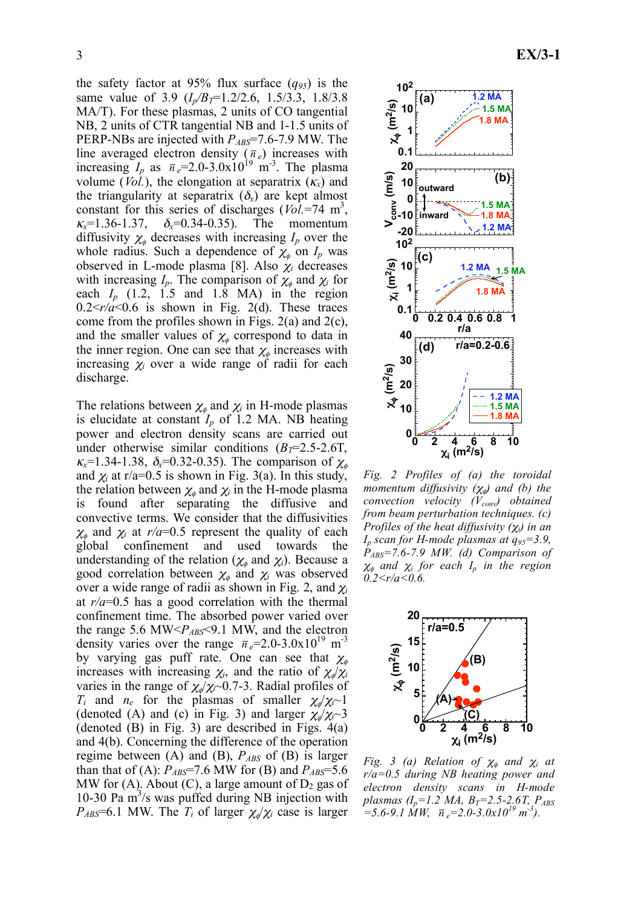the safety factor at 95% flux surface ($q_{95}$) is the same value of 3.9 ($I_p/B_T$=1.2/2.6, 1.5/3.3, 1.8/3.8 MA/T). For these plasmas, 2 units of CO tangential NB, 2 units of CTR tangential NB and 1-1.5 units of PERP-NBs are injected with $P_{ABS}$=7.6-7.9 MW. The line averaged electron density ($\bar{n}_e$) increases with increasing $I_p$ as $\bar{n}_e$=2.0-3.0x10$^{19}$ m$^{-3}$. The plasma volume (*Vol.*), the elongation at separatrix ($\kappa_x$) and the triangularity at separatrix ($\delta_x$) are kept almost constant for this series of discharges (*Vol.*=74 m$^3$, $\kappa_x$=1.36-1.37, $\delta_x$=0.34-0.35). The momentum diffusivity $\chi_\phi$ decreases with increasing $I_p$ over the whole radius. Such a dependence of $\chi_\phi$ on $I_p$ was observed in L-mode plasma [8]. Also $\chi_i$ decreases with increasing $I_p$. The comparison of $\chi_\phi$ and $\chi_i$ for each $I_p$ (1.2, 1.5 and 1.8 MA) in the region 0.2<$r/a$<0.6 is shown in Fig. 2(d). These traces come from the profiles shown in Figs. 2(a) and 2(c), and the smaller values of $\chi_\phi$ correspond to data in the inner region. One can see that $\chi_\phi$ increases with increasing $\chi_i$ over a wide range of radii for each discharge.

The relations between $\chi_\phi$ and $\chi_i$ in H-mode plasmas is elucidate at constant $I_p$ of 1.2 MA. NB heating power and electron density scans are carried out under otherwise similar conditions ($B_T$=2.5-2.6T, $\kappa_x$=1.34-1.38, $\delta_x$=0.32-0.35). The comparison of $\chi_\phi$ and $\chi_i$ at r/a=0.5 is shown in Fig. 3(a). In this study, the relation between $\chi_\phi$ and $\chi_i$ in the H-mode plasma is found after separating the diffusive and convective terms. We consider that the diffusivities $\chi_\phi$ and $\chi_i$ at $r/a$=0.5 represent the quality of each global confinement and used towards the understanding of the relation ($\chi_\phi$ and $\chi_i$). Because a good correlation between $\chi_\phi$ and $\chi_i$ was observed over a wide range of radii as shown in Fig. 2, and $\chi_i$ at $r/a$=0.5 has a good correlation with the thermal confinement time. The absorbed power varied over the range 5.6 MW<$P_{ABS}$<9.1 MW, and the electron density varies over the range $\bar{n}_e$=2.0-3.0x10$^{19}$ m$^{-3}$ by varying gas puff rate. One can see that $\chi_\phi$ increases with increasing $\chi_i$, and the ratio of $\chi_\phi/\chi_i$ varies in the range of $\chi_\phi/\chi_i$~0.7-3. Radial profiles of $T_i$ and $n_e$ for the plasmas of smaller $\chi_\phi/\chi_i$~1 (denoted (A) in Fig. 3) and larger $\chi_\phi/\chi_i$~3 (denoted (B) in Fig. 3) are described in Figs. 4(a) and 4(b). Concerning the difference of the operation regime between (A) and (B), $P_{ABS}$ of (B) is larger than that of (A): $P_{ABS}$=7.6 MW for (B) and $P_{ABS}$=5.6 MW for (A). About (C), a large amount of $D_2$ gas of 10-30 Pa m$^3$/s was puffed during NB injection with $P_{ABS}$=6.1 MW. The $T_i$ of larger $\chi_\phi/\chi_i$ case is larger

*Fig. 2 Profiles of (a) the toroidal momentum diffusivity ($\chi_\phi$) and (b) the convection velocity ($V_{conv}$) obtained from beam perturbation techniques. (c) Profiles of the heat diffusivity ($\chi_i$) in an $I_p$ scan for H-mode plasmas at $q_{95}$=3.9, $P_{ABS}$=7.6-7.9 MW. (d) Comparison of $\chi_\phi$ and $\chi_i$ for each $I_p$ in the region 0.2<r/a<0.6.*

*Fig. 3 (a) Relation of $\chi_\phi$ and $\chi_i$ at r/a=0.5 during NB heating power and electron density scans in H-mode plasmas ($I_p$=1.2 MA, $B_T$=2.5-2.6T, $P_{ABS}$ =5.6-9.1 MW, $\bar{n}_e$=2.0-3.0x10$^{19}$ m$^{-3}$).*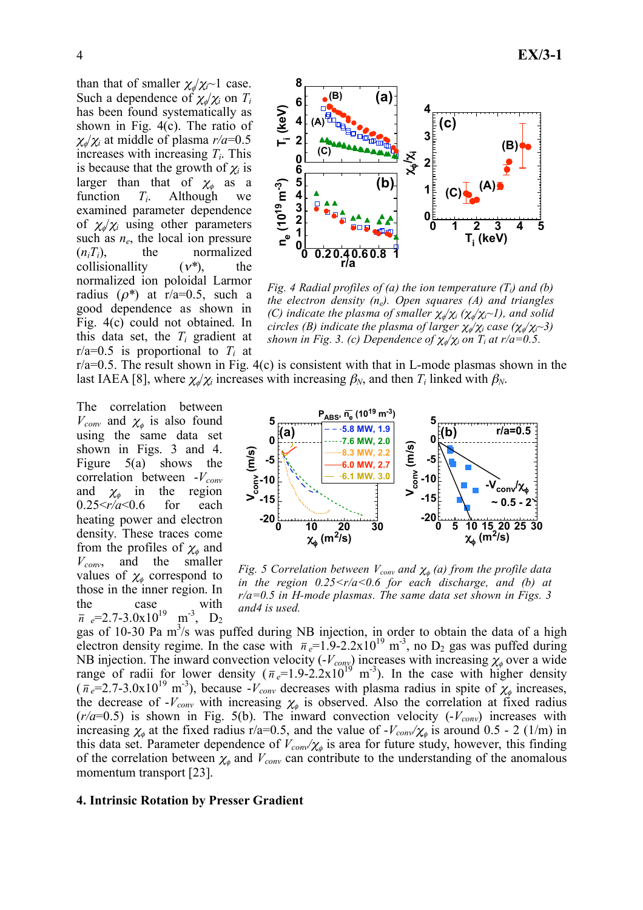than that of smaller $\chi_\phi/\chi_i$~1 case. Such a dependence of $\chi_\phi/\chi_i$ on $T_i$ has been found systematically as shown in Fig. 4(c). The ratio of $\chi_\phi/\chi_i$ at middle of plasma $r/a$=0.5 increases with increasing $T_i$. This is because that the growth of $\chi_i$ is larger than that of $\chi_\phi$ as a function $T_i$. Although we examined parameter dependence of $\chi_\phi/\chi_i$ using other parameters such as $n_e$, the local ion pressure ($n_iT_i$), the normalized collisionallity ($\nu^*$), the normalized ion poloidal Larmor radius ($\rho^*$) at r/a=0.5, such a good dependence as shown in Fig. 4(c) could not obtained. In this data set, the $T_i$ gradient at r/a=0.5 is proportional to $T_i$ at r/a=0.5. The result shown in Fig. 4(c) is consistent with that in L-mode plasmas shown in the last IAEA [8], where $\chi_\phi/\chi_i$ increases with increasing $\beta_N$, and then $T_i$ linked with $\beta_N$.

*Fig. 4 Radial profiles of (a) the ion temperature ($T_i$) and (b) the electron density ($n_e$). Open squares (A) and triangles (C) indicate the plasma of smaller $\chi_\phi/\chi_i$ ($\chi_\phi/\chi_i$~1), and solid circles (B) indicate the plasma of larger $\chi_\phi/\chi_i$ case ($\chi_\phi/\chi_i$~3) shown in Fig. 3. (c) Dependence of $\chi_\phi/\chi_i$ on $T_i$ at r/a=0.5.*

The correlation between $V_{conv}$ and $\chi_\phi$ is also found using the same data set shown in Figs. 3 and 4. Figure 5(a) shows the correlation between $-V_{conv}$ and $\chi_\phi$ in the region 0.25<$r/a$<0.6 for each heating power and electron density. These traces come from the profiles of $\chi_\phi$ and $V_{conv}$, and the smaller values of $\chi_\phi$ correspond to those in the inner region. In the case with $\bar{n}_e$=2.7-3.0x10$^{19}$ m$^{-3}$, $D_2$ gas of 10-30 Pa m$^3$/s was puffed during NB injection, in order to obtain the data of a high electron density regime. In the case with $\bar{n}_e$=1.9-2.2x10$^{19}$ m$^{-3}$, no $D_2$ gas was puffed during NB injection. The inward convection velocity ($-V_{conv}$) increases with increasing $\chi_\phi$ over a wide range of radii for lower density ($\bar{n}_e$=1.9-2.2x10$^{19}$ m$^{-3}$). In the case with higher density ($\bar{n}_e$=2.7-3.0x10$^{19}$ m$^{-3}$), because $-V_{conv}$ decreases with plasma radius in spite of $\chi_\phi$ increases, the decrease of $-V_{conv}$ with increasing $\chi_\phi$ is observed. Also the correlation at fixed radius ($r/a$=0.5) is shown in Fig. 5(b). The inward convection velocity ($-V_{conv}$) increases with increasing $\chi_\phi$ at the fixed radius r/a=0.5, and the value of $-V_{conv}/\chi_\phi$ is around 0.5 - 2 (1/m) in this data set. Parameter dependence of $V_{conv}/\chi_\phi$ is area for future study, however, this finding of the correlation between $\chi_\phi$ and $V_{conv}$ can contribute to the understanding of the anomalous momentum transport [23].

*Fig. 5 Correlation between $V_{conv}$ and $\chi_\phi$ (a) from the profile data in the region 0.25<r/a<0.6 for each discharge, and (b) at r/a=0.5 in H-mode plasmas. The same data set shown in Figs. 3 and4 is used.*

## 4. Intrinsic Rotation by Presser Gradient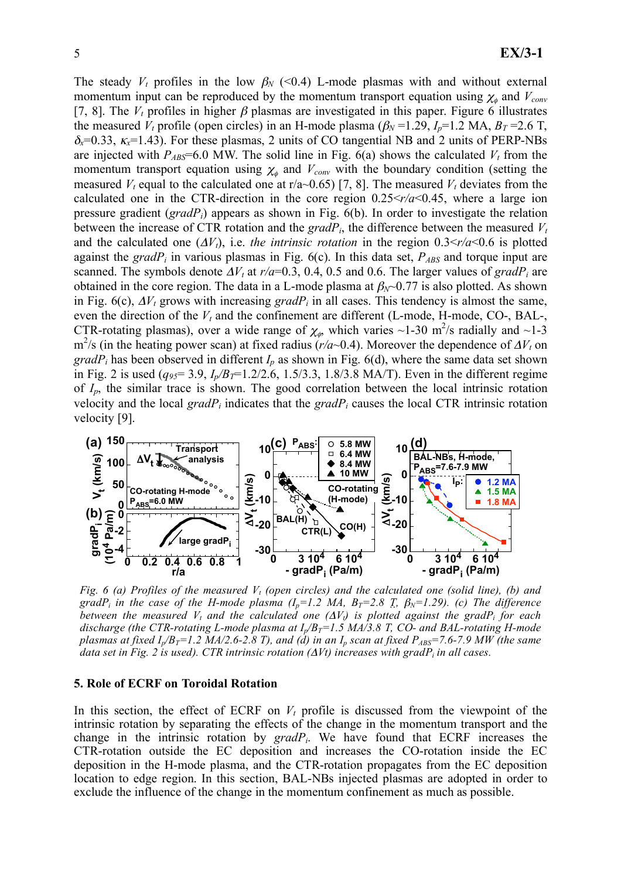The steady $V_t$ profiles in the low $\beta_N$ (<0.4) L-mode plasmas with and without external momentum input can be reproduced by the momentum transport equation using $\chi_\phi$ and $V_{conv}$ [7, 8]. The $V_t$ profiles in higher $\beta$ plasmas are investigated in this paper. Figure 6 illustrates the measured $V_t$ profile (open circles) in an H-mode plasma ($\beta_N$ =1.29, $I_p$=1.2 MA, $B_T$ =2.6 T, $\delta_x$=0.33, $\kappa_x$=1.43). For these plasmas, 2 units of CO tangential NB and 2 units of PERP-NBs are injected with $P_{ABS}$=6.0 MW. The solid line in Fig. 6(a) shows the calculated $V_t$ from the momentum transport equation using $\chi_\phi$ and $V_{conv}$ with the boundary condition (setting the measured $V_t$ equal to the calculated one at r/a~0.65) [7, 8]. The measured $V_t$ deviates from the calculated one in the CTR-direction in the core region 0.25<*r*/*a*<0.45, where a large ion pressure gradient (*gradP*$_i$) appears as shown in Fig. 6(b). In order to investigate the relation between the increase of CTR rotation and the *gradP*$_i$, the difference between the measured $V_t$ and the calculated one ($\Delta V_t$), i.e. *the intrinsic rotation* in the region 0.3<*r*/*a*<0.6 is plotted against the *gradP*$_i$ in various plasmas in Fig. 6(c). In this data set, $P_{ABS}$ and torque input are scanned. The symbols denote $\Delta V_t$ at *r*/*a*=0.3, 0.4, 0.5 and 0.6. The larger values of *gradP*$_i$ are obtained in the core region. The data in a L-mode plasma at $\beta_N$~0.77 is also plotted. As shown in Fig. 6(c), $\Delta V_t$ grows with increasing *gradP*$_i$ in all cases. This tendency is almost the same, even the direction of the $V_t$ and the confinement are different (L-mode, H-mode, CO-, BAL-, CTR-rotating plasmas), over a wide range of $\chi_\phi$, which varies ~1-30 m$^2$/s radially and ~1-3 m$^2$/s (in the heating power scan) at fixed radius (*r*/*a*~0.4). Moreover the dependence of $\Delta V_t$ on *gradP*$_i$ has been observed in different $I_p$ as shown in Fig. 6(d), where the same data set shown in Fig. 2 is used ($q_{95}$= 3.9, $I_p/B_T$=1.2/2.6, 1.5/3.3, 1.8/3.8 MA/T). Even in the different regime of $I_p$, the similar trace is shown. The good correlation between the local intrinsic rotation velocity and the local *gradP*$_i$ indicates that the *gradP*$_i$ causes the local CTR intrinsic rotation velocity [9].

*Fig. 6 (a) Profiles of the measured $V_t$ (open circles) and the calculated one (solid line), (b) and gradP$_i$ in the case of the H-mode plasma ($I_p$=1.2 MA, $B_T$=2.8 T, $\beta_N$=1.29). (c) The difference between the measured $V_t$ and the calculated one ($\Delta V_t$) is plotted against the gradP$_i$ for each discharge (the CTR-rotating L-mode plasma at $I_p/B_T$=1.5 MA/3.8 T, CO- and BAL-rotating H-mode plasmas at fixed $I_p/B_T$=1.2 MA/2.6-2.8 T), and (d) in an $I_p$ scan at fixed $P_{ABS}$=7.6-7.9 MW (the same data set in Fig. 2 is used). CTR intrinsic rotation ($\Delta$Vt) increases with gradP$_i$ in all cases.*

## 5. Role of ECRF on Toroidal Rotation

In this section, the effect of ECRF on $V_t$ profile is discussed from the viewpoint of the intrinsic rotation by separating the effects of the change in the momentum transport and the change in the intrinsic rotation by *gradP*$_i$. We have found that ECRF increases the CTR-rotation outside the EC deposition and increases the CO-rotation inside the EC deposition in the H-mode plasma, and the CTR-rotation propagates from the EC deposition location to edge region. In this section, BAL-NBs injected plasmas are adopted in order to exclude the influence of the change in the momentum confinement as much as possible.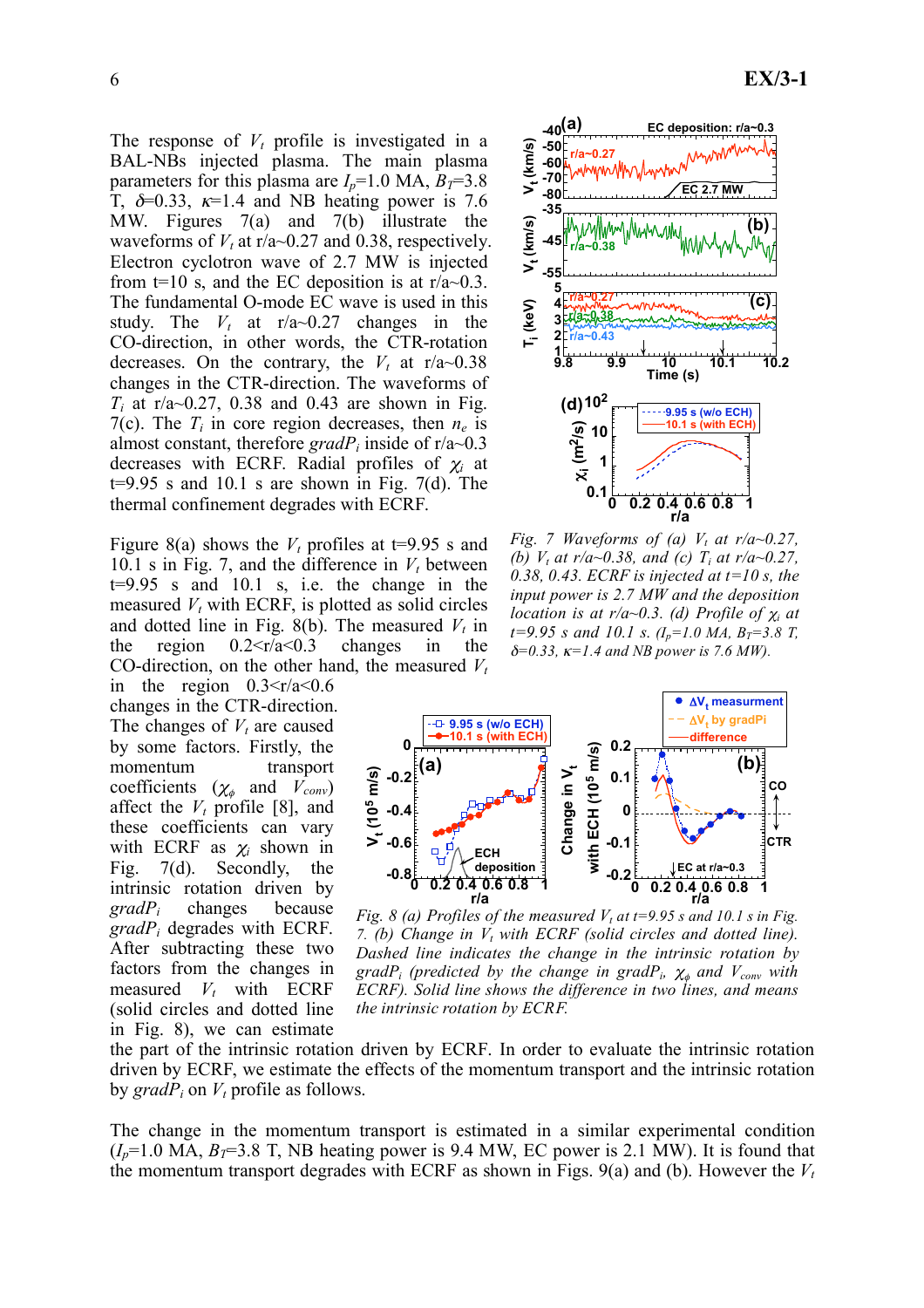The response of $V_t$ profile is investigated in a BAL-NBs injected plasma. The main plasma parameters for this plasma are $I_p$=1.0 MA, $B_T$=3.8 T, $\delta$=0.33, $\kappa$=1.4 and NB heating power is 7.6 MW. Figures 7(a) and 7(b) illustrate the waveforms of $V_t$ at r/a~0.27 and 0.38, respectively. Electron cyclotron wave of 2.7 MW is injected from t=10 s, and the EC deposition is at r/a~0.3. The fundamental O-mode EC wave is used in this study. The $V_t$ at r/a~0.27 changes in the CO-direction, in other words, the CTR-rotation decreases. On the contrary, the $V_t$ at r/a~0.38 changes in the CTR-direction. The waveforms of $T_i$ at r/a~0.27, 0.38 and 0.43 are shown in Fig. 7(c). The $T_i$ in core region decreases, then $n_e$ is almost constant, therefore $gradP_i$ inside of r/a~0.3 decreases with ECRF. Radial profiles of $\chi_i$ at t=9.95 s and 10.1 s are shown in Fig. 7(d). The thermal confinement degrades with ECRF.

*Fig. 7 Waveforms of (a) $V_t$ at r/a~0.27, (b) $V_t$ at r/a~0.38, and (c) $T_i$ at r/a~0.27, 0.38, 0.43. ECRF is injected at t=10 s, the input power is 2.7 MW and the deposition location is at r/a~0.3. (d) Profile of $\chi_i$ at t=9.95 s and 10.1 s. ($I_p$=1.0 MA, $B_T$=3.8 T, $\delta$=0.33, $\kappa$=1.4 and NB power is 7.6 MW).*

Figure 8(a) shows the $V_t$ profiles at t=9.95 s and 10.1 s in Fig. 7, and the difference in $V_t$ between t=9.95 s and 10.1 s, i.e. the change in the measured $V_t$ with ECRF, is plotted as solid circles and dotted line in Fig. 8(b). The measured $V_t$ in the region 0.2<r/a<0.3 changes in the CO-direction, on the other hand, the measured $V_t$ in the region 0.3<r/a<0.6 changes in the CTR-direction. The changes of $V_t$ are caused by some factors. Firstly, the momentum transport coefficients ($\chi_\phi$ and $V_{conv}$) affect the $V_t$ profile [8], and these coefficients can vary with ECRF as $\chi_i$ shown in Fig. 7(d). Secondly, the intrinsic rotation driven by $gradP_i$ changes because $gradP_i$ degrades with ECRF. After subtracting these two factors from the changes in measured $V_t$ with ECRF (solid circles and dotted line in Fig. 8), we can estimate the part of the intrinsic rotation driven by ECRF. In order to evaluate the intrinsic rotation driven by ECRF, we estimate the effects of the momentum transport and the intrinsic rotation by $gradP_i$ on $V_t$ profile as follows.

*Fig. 8 (a) Profiles of the measured $V_t$ at t=9.95 s and 10.1 s in Fig. 7. (b) Change in $V_t$ with ECRF (solid circles and dotted line). Dashed line indicates the change in the intrinsic rotation by $gradP_i$ (predicted by the change in $gradP_i$, $\chi_\phi$ and $V_{conv}$ with ECRF). Solid line shows the difference in two lines, and means the intrinsic rotation by ECRF.*

The change in the momentum transport is estimated in a similar experimental condition ($I_p$=1.0 MA, $B_T$=3.8 T, NB heating power is 9.4 MW, EC power is 2.1 MW). It is found that the momentum transport degrades with ECRF as shown in Figs. 9(a) and (b). However the $V_t$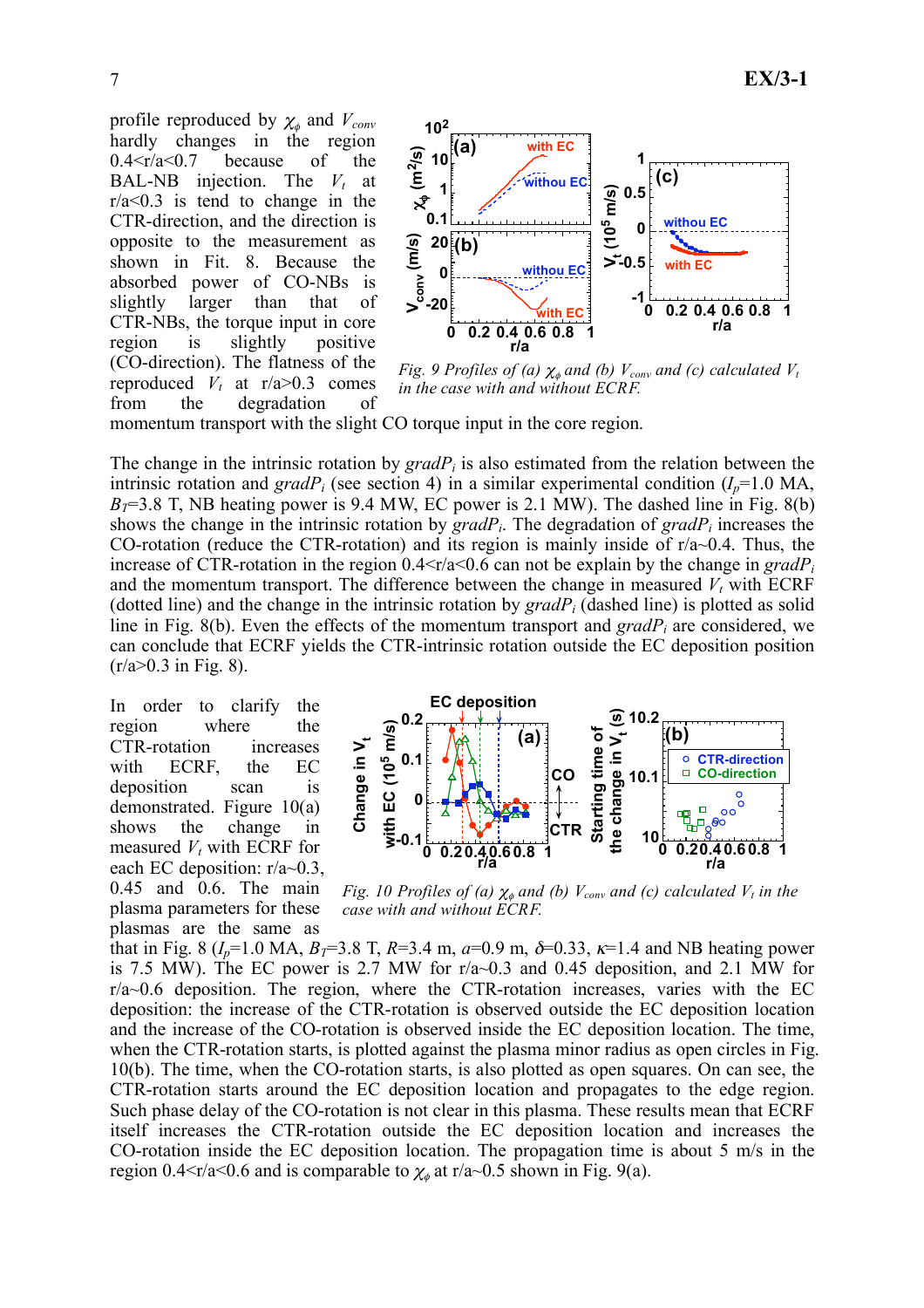profile reproduced by $\chi_\phi$ and $V_{conv}$ hardly changes in the region 0.4<r/a<0.7 because of the BAL-NB injection. The $V_t$ at r/a<0.3 is tend to change in the CTR-direction, and the direction is opposite to the measurement as shown in Fit. 8. Because the absorbed power of CO-NBs is slightly larger than that of CTR-NBs, the torque input in core region is slightly positive (CO-direction). The flatness of the reproduced $V_t$ at r/a>0.3 comes from the degradation of momentum transport with the slight CO torque input in the core region.

*Fig. 9 Profiles of (a) $\chi_\phi$ and (b) $V_{conv}$ and (c) calculated $V_t$ in the case with and without ECRF.*

The change in the intrinsic rotation by $gradP_i$ is also estimated from the relation between the intrinsic rotation and $gradP_i$ (see section 4) in a similar experimental condition ($I_p$=1.0 MA, $B_T$=3.8 T, NB heating power is 9.4 MW, EC power is 2.1 MW). The dashed line in Fig. 8(b) shows the change in the intrinsic rotation by $gradP_i$. The degradation of $gradP_i$ increases the CO-rotation (reduce the CTR-rotation) and its region is mainly inside of r/a~0.4. Thus, the increase of CTR-rotation in the region 0.4<r/a<0.6 can not be explain by the change in $gradP_i$ and the momentum transport. The difference between the change in measured $V_t$ with ECRF (dotted line) and the change in the intrinsic rotation by $gradP_i$ (dashed line) is plotted as solid line in Fig. 8(b). Even the effects of the momentum transport and $gradP_i$ are considered, we can conclude that ECRF yields the CTR-intrinsic rotation outside the EC deposition position (r/a>0.3 in Fig. 8).

In order to clarify the region where the CTR-rotation increases with ECRF, the EC deposition scan is demonstrated. Figure 10(a) shows the change in measured $V_t$ with ECRF for each EC deposition: r/a~0.3, 0.45 and 0.6. The main plasma parameters for these plasmas are the same as that in Fig. 8 ($I_p$=1.0 MA, $B_T$=3.8 T, $R$=3.4 m, $a$=0.9 m, $\delta$=0.33, $\kappa$=1.4 and NB heating power is 7.5 MW). The EC power is 2.7 MW for r/a~0.3 and 0.45 deposition, and 2.1 MW for r/a~0.6 deposition. The region, where the CTR-rotation increases, varies with the EC deposition: the increase of the CTR-rotation is observed outside the EC deposition location and the increase of the CO-rotation is observed inside the EC deposition location. The time, when the CTR-rotation starts, is plotted against the plasma minor radius as open circles in Fig. 10(b). The time, when the CO-rotation starts, is also plotted as open squares. On can see, the CTR-rotation starts around the EC deposition location and propagates to the edge region. Such phase delay of the CO-rotation is not clear in this plasma. These results mean that ECRF itself increases the CTR-rotation outside the EC deposition location and increases the CO-rotation inside the EC deposition location. The propagation time is about 5 m/s in the region 0.4<r/a<0.6 and is comparable to $\chi_\phi$ at r/a~0.5 shown in Fig. 9(a).

*Fig. 10 Profiles of (a) $\chi_\phi$ and (b) $V_{conv}$ and (c) calculated $V_t$ in the case with and without ECRF.*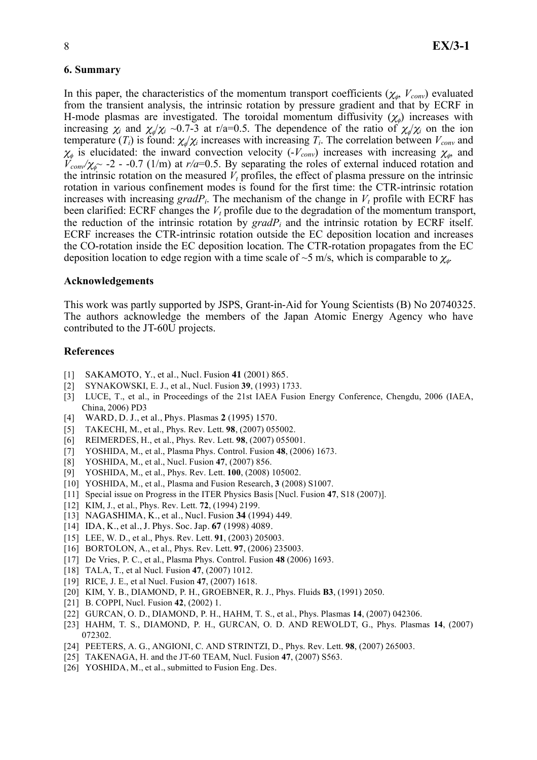## 6. Summary

In this paper, the characteristics of the momentum transport coefficients ($\chi_\phi$, $V_{conv}$) evaluated from the transient analysis, the intrinsic rotation by pressure gradient and that by ECRF in H-mode plasmas are investigated. The toroidal momentum diffusivity ($\chi_\phi$) increases with increasing $\chi_i$ and $\chi_\phi/\chi_i$ ~0.7-3 at r/a=0.5. The dependence of the ratio of $\chi_\phi/\chi_i$ on the ion temperature ($T_i$) is found: $\chi_\phi/\chi_i$ increases with increasing $T_i$. The correlation between $V_{conv}$ and $\chi_\phi$ is elucidated: the inward convection velocity ($-V_{conv}$) increases with increasing $\chi_\phi$, and $V_{conv}/\chi_\phi$~ -2 - -0.7 (1/m) at $r/a$=0.5. By separating the roles of external induced rotation and the intrinsic rotation on the measured $V_t$ profiles, the effect of plasma pressure on the intrinsic rotation in various confinement modes is found for the first time: the CTR-intrinsic rotation increases with increasing $gradP_i$. The mechanism of the change in $V_t$ profile with ECRF has been clarified: ECRF changes the $V_t$ profile due to the degradation of the momentum transport, the reduction of the intrinsic rotation by $gradP_i$ and the intrinsic rotation by ECRF itself. ECRF increases the CTR-intrinsic rotation outside the EC deposition location and increases the CO-rotation inside the EC deposition location. The CTR-rotation propagates from the EC deposition location to edge region with a time scale of ~5 m/s, which is comparable to $\chi_\phi$.

### Acknowledgements

This work was partly supported by JSPS, Grant-in-Aid for Young Scientists (B) No 20740325. The authors acknowledge the members of the Japan Atomic Energy Agency who have contributed to the JT-60U projects.

### References

[1] SAKAMOTO, Y., et al., Nucl. Fusion **41** (2001) 865.
[2] SYNAKOWSKI, E. J., et al., Nucl. Fusion **39**, (1993) 1733.
[3] LUCE, T., et al., in Proceedings of the 21st IAEA Fusion Energy Conference, Chengdu, 2006 (IAEA, China, 2006) PD3
[4] WARD, D. J., et al., Phys. Plasmas **2** (1995) 1570.
[5] TAKECHI, M., et al., Phys. Rev. Lett. **98**, (2007) 055002.
[6] REIMERDES, H., et al., Phys. Rev. Lett. **98**, (2007) 055001.
[7] YOSHIDA, M., et al., Plasma Phys. Control. Fusion **48**, (2006) 1673.
[8] YOSHIDA, M., et al., Nucl. Fusion **47**, (2007) 856.
[9] YOSHIDA, M., et al., Phys. Rev. Lett. **100**, (2008) 105002.
[10] YOSHIDA, M., et al., Plasma and Fusion Research, **3** (2008) S1007.
[11] Special issue on Progress in the ITER Physics Basis [Nucl. Fusion **47**, S18 (2007)].
[12] KIM, J., et al., Phys. Rev. Lett. **72**, (1994) 2199.
[13] NAGASHIMA, K., et al., Nucl. Fusion **34** (1994) 449.
[14] IDA, K., et al., J. Phys. Soc. Jap. **67** (1998) 4089.
[15] LEE, W. D., et al., Phys. Rev. Lett. **91**, (2003) 205003.
[16] BORTOLON, A., et al., Phys. Rev. Lett. **97**, (2006) 235003.
[17] De Vries, P. C., et al., Plasma Phys. Control. Fusion **48** (2006) 1693.
[18] TALA, T., et al Nucl. Fusion **47**, (2007) 1012.
[19] RICE, J. E., et al Nucl. Fusion **47**, (2007) 1618.
[20] KIM, Y. B., DIAMOND, P. H., GROEBNER, R. J., Phys. Fluids **B3**, (1991) 2050.
[21] B. COPPI, Nucl. Fusion **42**, (2002) 1.
[22] GURCAN, O. D., DIAMOND, P. H., HAHM, T. S., et al., Phys. Plasmas **14**, (2007) 042306.
[23] HAHM, T. S., DIAMOND, P. H., GURCAN, O. D. AND REWOLDT, G., Phys. Plasmas **14**, (2007) 072302.
[24] PEETERS, A. G., ANGIONI, C. AND STRINTZI, D., Phys. Rev. Lett. **98**, (2007) 265003.
[25] TAKENAGA, H. and the JT-60 TEAM, Nucl. Fusion **47**, (2007) S563.
[26] YOSHIDA, M., et al., submitted to Fusion Eng. Des.